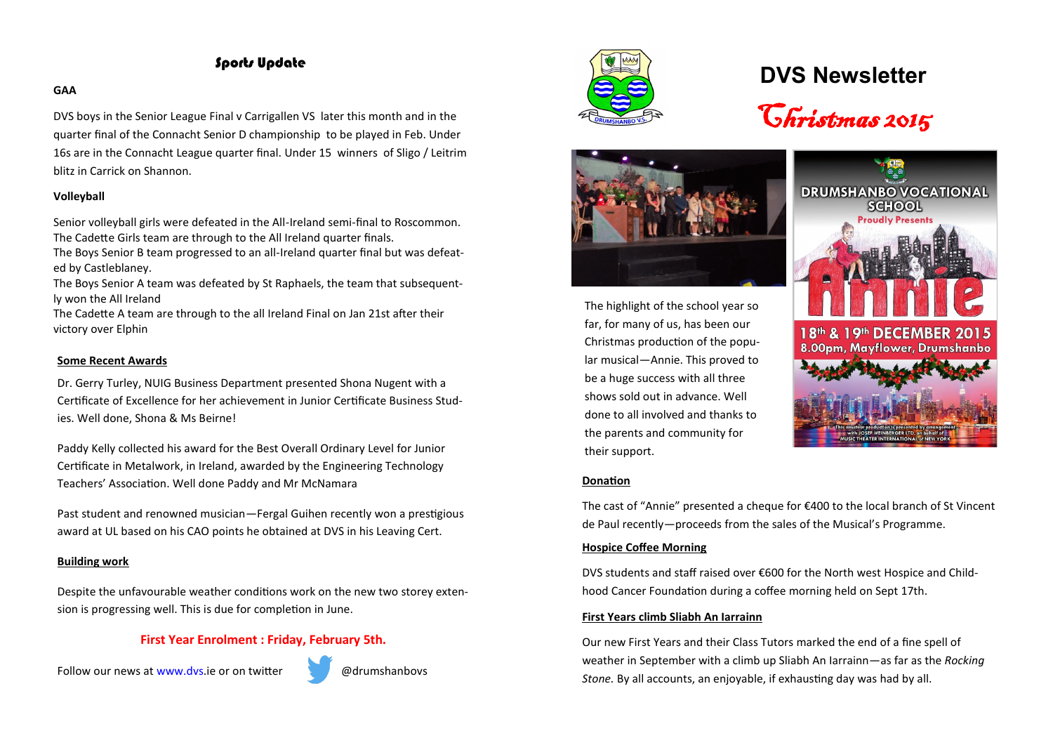# DVS Newsletter

## Christmas 2015

The highlight of the school year so far, for many of us, has been our Christmas production of the popular musical—Annie. This proved to be a huge success with all three shows sold out in advance. Well done to all involved and thanks to the parents and community for their support.

DRUMSHANBO VOCATIONAL SCHOOL
Proudly Presents
Annie
18th & 19th DECEMBER 2015
8.00pm, Mayflower, Drumshanbo

### Donation

The cast of "Annie" presented a cheque for €400 to the local branch of St Vincent de Paul recently—proceeds from the sales of the Musical's Programme.

### Hospice Coffee Morning

DVS students and staff raised over €600 for the North west Hospice and Childhood Cancer Foundation during a coffee morning held on Sept 17th.

### First Years climb Sliabh An Iarrainn

Our new First Years and their Class Tutors marked the end of a fine spell of weather in September with a climb up Sliabh An Iarrainn—as far as the *Rocking Stone.* By all accounts, an enjoyable, if exhausting day was had by all.

## Sports Update

**GAA**

DVS boys in the Senior League Final v Carrigallen VS later this month and in the quarter final of the Connacht Senior D championship to be played in Feb. Under 16s are in the Connacht League quarter final. Under 15 winners of Sligo / Leitrim blitz in Carrick on Shannon.

**Volleyball**

Senior volleyball girls were defeated in the All-Ireland semi-final to Roscommon.
The Cadette Girls team are through to the All Ireland quarter finals.
The Boys Senior B team progressed to an all-Ireland quarter final but was defeated by Castleblaney.
The Boys Senior A team was defeated by St Raphaels, the team that subsequently won the All Ireland
The Cadette A team are through to the all Ireland Final on Jan 21st after their victory over Elphin

### Some Recent Awards

Dr. Gerry Turley, NUIG Business Department presented Shona Nugent with a Certificate of Excellence for her achievement in Junior Certificate Business Studies. Well done, Shona & Ms Beirne!

Paddy Kelly collected his award for the Best Overall Ordinary Level for Junior Certificate in Metalwork, in Ireland, awarded by the Engineering Technology Teachers' Association. Well done Paddy and Mr McNamara

Past student and renowned musician—Fergal Guihen recently won a prestigious award at UL based on his CAO points he obtained at DVS in his Leaving Cert.

### Building work

Despite the unfavourable weather conditions work on the new two storey extension is progressing well. This is due for completion in June.

**First Year Enrolment : Friday, February 5th.**

Follow our news at www.dvs.ie or on twitter @drumshanbovs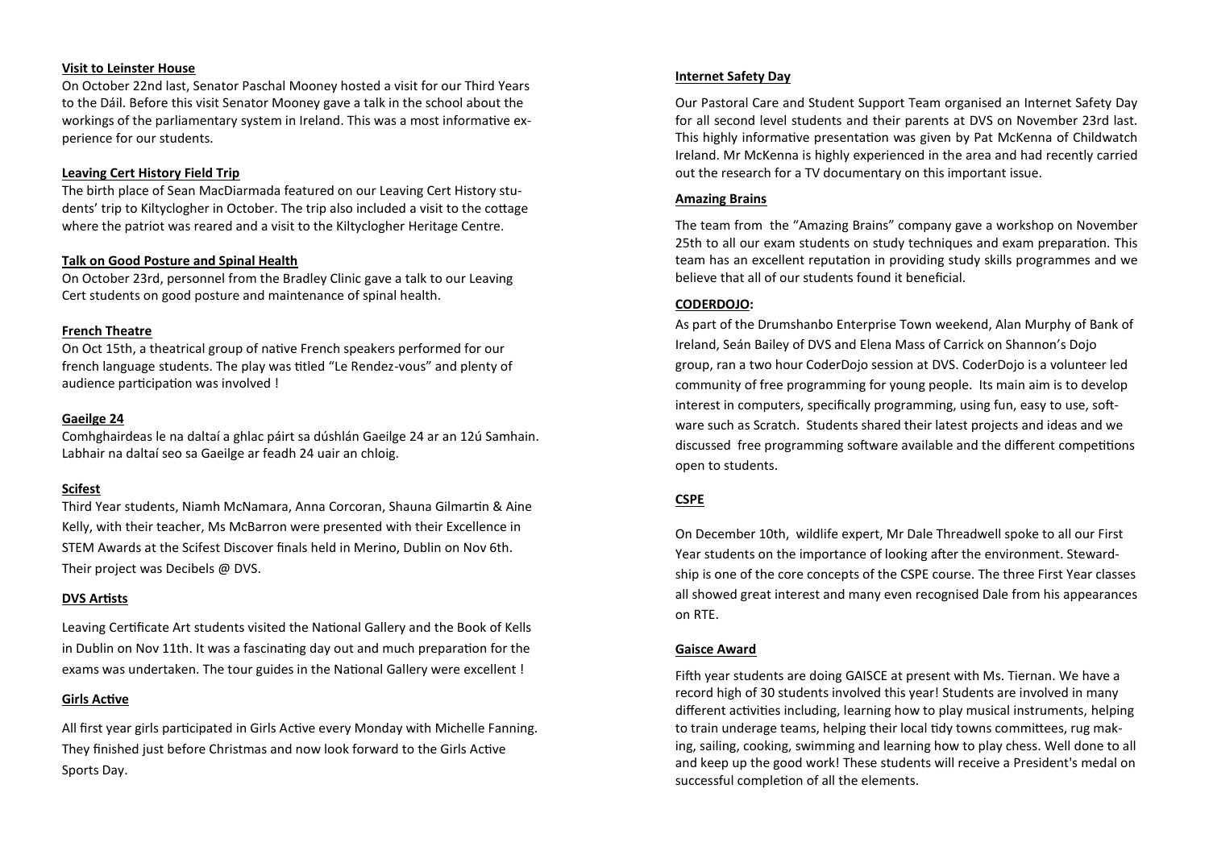### Visit to Leinster House

On October 22nd last, Senator Paschal Mooney hosted a visit for our Third Years to the Dáil. Before this visit Senator Mooney gave a talk in the school about the workings of the parliamentary system in Ireland. This was a most informative experience for our students.

### Leaving Cert History Field Trip

The birth place of Sean MacDiarmada featured on our Leaving Cert History students' trip to Kiltyclogher in October. The trip also included a visit to the cottage where the patriot was reared and a visit to the Kiltyclogher Heritage Centre.

### Talk on Good Posture and Spinal Health

On October 23rd, personnel from the Bradley Clinic gave a talk to our Leaving Cert students on good posture and maintenance of spinal health.

### French Theatre

On Oct 15th, a theatrical group of native French speakers performed for our french language students. The play was titled "Le Rendez-vous" and plenty of audience participation was involved !

### Gaeilge 24

Comhghairdeas le na daltaí a ghlac páirt sa dúshlán Gaeilge 24 ar an 12ú Samhain. Labhair na daltaí seo sa Gaeilge ar feadh 24 uair an chloig.

### Scifest

Third Year students, Niamh McNamara, Anna Corcoran, Shauna Gilmartin & Aine Kelly, with their teacher, Ms McBarron were presented with their Excellence in STEM Awards at the Scifest Discover finals held in Merino, Dublin on Nov 6th. Their project was Decibels @ DVS.

### DVS Artists

Leaving Certificate Art students visited the National Gallery and the Book of Kells in Dublin on Nov 11th. It was a fascinating day out and much preparation for the exams was undertaken. The tour guides in the National Gallery were excellent !

### Girls Active

All first year girls participated in Girls Active every Monday with Michelle Fanning. They finished just before Christmas and now look forward to the Girls Active Sports Day.

### Internet Safety Day

Our Pastoral Care and Student Support Team organised an Internet Safety Day for all second level students and their parents at DVS on November 23rd last. This highly informative presentation was given by Pat McKenna of Childwatch Ireland. Mr McKenna is highly experienced in the area and had recently carried out the research for a TV documentary on this important issue.

### Amazing Brains

The team from the "Amazing Brains" company gave a workshop on November 25th to all our exam students on study techniques and exam preparation. This team has an excellent reputation in providing study skills programmes and we believe that all of our students found it beneficial.

### CODERDOJO:

As part of the Drumshanbo Enterprise Town weekend, Alan Murphy of Bank of Ireland, Seán Bailey of DVS and Elena Mass of Carrick on Shannon's Dojo group, ran a two hour CoderDojo session at DVS. CoderDojo is a volunteer led community of free programming for young people. Its main aim is to develop interest in computers, specifically programming, using fun, easy to use, software such as Scratch. Students shared their latest projects and ideas and we discussed free programming software available and the different competitions open to students.

### CSPE

On December 10th, wildlife expert, Mr Dale Threadwell spoke to all our First Year students on the importance of looking after the environment. Stewardship is one of the core concepts of the CSPE course. The three First Year classes all showed great interest and many even recognised Dale from his appearances on RTE.

### Gaisce Award

Fifth year students are doing GAISCE at present with Ms. Tiernan. We have a record high of 30 students involved this year! Students are involved in many different activities including, learning how to play musical instruments, helping to train underage teams, helping their local tidy towns committees, rug making, sailing, cooking, swimming and learning how to play chess. Well done to all and keep up the good work! These students will receive a President's medal on successful completion of all the elements.